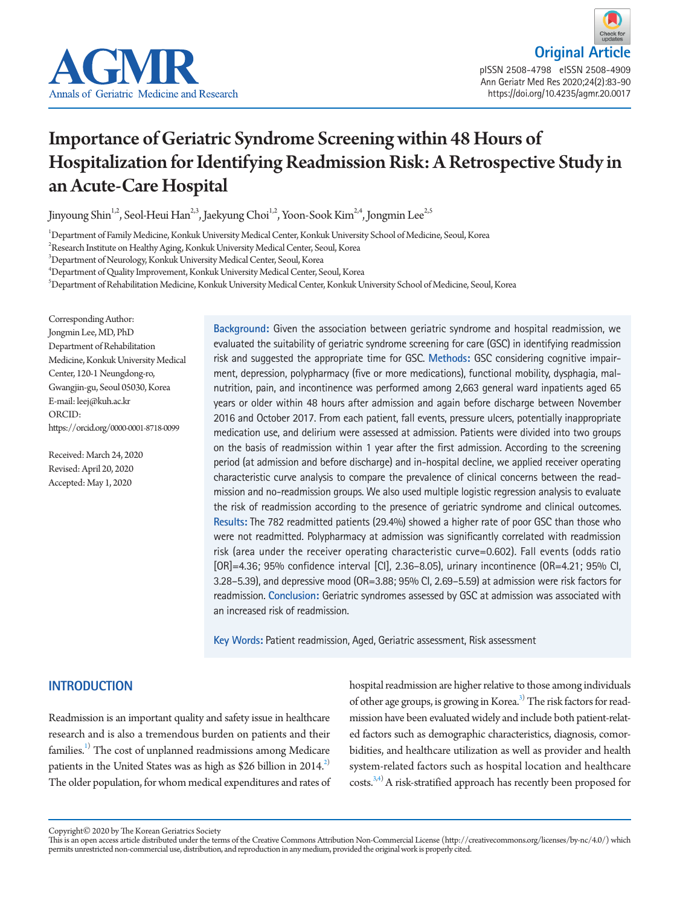Original Article

# Importance of Geriatric Syndrome Screening within 48 Hours of Hospitalization for Identifying Readmission Risk: A Retrospective Study in an Acute-Care Hospital

Jinyoung Shin[1,2], Seol-Heui Han[2,3], Jaekyung Choi[1,2], Yoon-Sook Kim[2,4], Jongmin Lee[2,5]

[1]Department of Family Medicine, Konkuk University Medical Center, Konkuk University School of Medicine, Seoul, Korea
[2]Research Institute on Healthy Aging, Konkuk University Medical Center, Seoul, Korea
[3]Department of Neurology, Konkuk University Medical Center, Seoul, Korea
[4]Department of Quality Improvement, Konkuk University Medical Center, Seoul, Korea
[5]Department of Rehabilitation Medicine, Konkuk University Medical Center, Konkuk University School of Medicine, Seoul, Korea

Corresponding Author:
Jongmin Lee, MD, PhD
Department of Rehabilitation Medicine, Konkuk University Medical Center, 120-1 Neungdong-ro, Gwangjin-gu, Seoul 05030, Korea
E-mail: leej@kuh.ac.kr
ORCID: https://orcid.org/0000-0001-8718-0099

Received: March 24, 2020
Revised: April 20, 2020
Accepted: May 1, 2020

**Background:** Given the association between geriatric syndrome and hospital readmission, we evaluated the suitability of geriatric syndrome screening for care (GSC) in identifying readmission risk and suggested the appropriate time for GSC. **Methods:** GSC considering cognitive impairment, depression, polypharmacy (five or more medications), functional mobility, dysphagia, malnutrition, pain, and incontinence was performed among 2,663 general ward inpatients aged 65 years or older within 48 hours after admission and again before discharge between November 2016 and October 2017. From each patient, fall events, pressure ulcers, potentially inappropriate medication use, and delirium were assessed at admission. Patients were divided into two groups on the basis of readmission within 1 year after the first admission. According to the screening period (at admission and before discharge) and in-hospital decline, we applied receiver operating characteristic curve analysis to compare the prevalence of clinical concerns between the readmission and no-readmission groups. We also used multiple logistic regression analysis to evaluate the risk of readmission according to the presence of geriatric syndrome and clinical outcomes. **Results:** The 782 readmitted patients (29.4%) showed a higher rate of poor GSC than those who were not readmitted. Polypharmacy at admission was significantly correlated with readmission risk (area under the receiver operating characteristic curve=0.602). Fall events (odds ratio [OR]=4.36; 95% confidence interval [CI], 2.36–8.05), urinary incontinence (OR=4.21; 95% CI, 3.28–5.39), and depressive mood (OR=3.88; 95% CI, 2.69–5.59) at admission were risk factors for readmission. **Conclusion:** Geriatric syndromes assessed by GSC at admission was associated with an increased risk of readmission.

**Key Words:** Patient readmission, Aged, Geriatric assessment, Risk assessment

## INTRODUCTION

Readmission is an important quality and safety issue in healthcare research and is also a tremendous burden on patients and their families.[1] The cost of unplanned readmissions among Medicare patients in the United States was as high as $26 billion in 2014.[2] The older population, for whom medical expenditures and rates of hospital readmission are higher relative to those among individuals of other age groups, is growing in Korea.[3] The risk factors for readmission have been evaluated widely and include both patient-related factors such as demographic characteristics, diagnosis, comorbidities, and healthcare utilization as well as provider and health system-related factors such as hospital location and healthcare costs.[3,4] A risk-stratified approach has recently been proposed for

Copyright© 2020 by The Korean Geriatrics Society
This is an open access article distributed under the terms of the Creative Commons Attribution Non-Commercial License (http://creativecommons.org/licenses/by-nc/4.0/) which permits unrestricted non-commercial use, distribution, and reproduction in any medium, provided the original work is properly cited.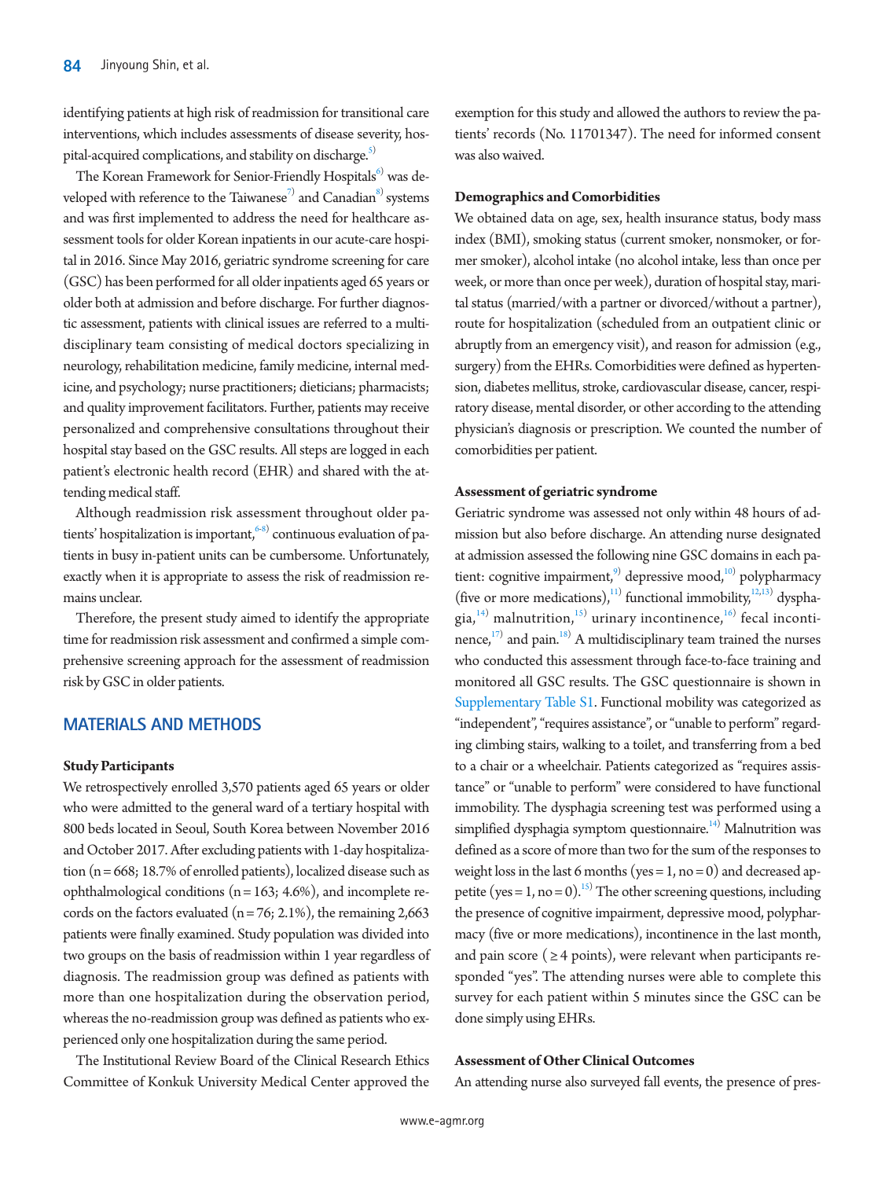identifying patients at high risk of readmission for transitional care interventions, which includes assessments of disease severity, hospital-acquired complications, and stability on discharge.[5]

The Korean Framework for Senior-Friendly Hospitals[6] was developed with reference to the Taiwanese[7] and Canadian[8] systems and was first implemented to address the need for healthcare assessment tools for older Korean inpatients in our acute-care hospital in 2016. Since May 2016, geriatric syndrome screening for care (GSC) has been performed for all older inpatients aged 65 years or older both at admission and before discharge. For further diagnostic assessment, patients with clinical issues are referred to a multidisciplinary team consisting of medical doctors specializing in neurology, rehabilitation medicine, family medicine, internal medicine, and psychology; nurse practitioners; dieticians; pharmacists; and quality improvement facilitators. Further, patients may receive personalized and comprehensive consultations throughout their hospital stay based on the GSC results. All steps are logged in each patient's electronic health record (EHR) and shared with the attending medical staff.

Although readmission risk assessment throughout older patients' hospitalization is important,[6-8] continuous evaluation of patients in busy in-patient units can be cumbersome. Unfortunately, exactly when it is appropriate to assess the risk of readmission remains unclear.

Therefore, the present study aimed to identify the appropriate time for readmission risk assessment and confirmed a simple comprehensive screening approach for the assessment of readmission risk by GSC in older patients.

## MATERIALS AND METHODS

### Study Participants

We retrospectively enrolled 3,570 patients aged 65 years or older who were admitted to the general ward of a tertiary hospital with 800 beds located in Seoul, South Korea between November 2016 and October 2017. After excluding patients with 1-day hospitalization (n = 668; 18.7% of enrolled patients), localized disease such as ophthalmological conditions (n = 163; 4.6%), and incomplete records on the factors evaluated (n = 76; 2.1%), the remaining 2,663 patients were finally examined. Study population was divided into two groups on the basis of readmission within 1 year regardless of diagnosis. The readmission group was defined as patients with more than one hospitalization during the observation period, whereas the no-readmission group was defined as patients who experienced only one hospitalization during the same period.

The Institutional Review Board of the Clinical Research Ethics Committee of Konkuk University Medical Center approved the exemption for this study and allowed the authors to review the patients' records (No. 11701347). The need for informed consent was also waived.

### Demographics and Comorbidities

We obtained data on age, sex, health insurance status, body mass index (BMI), smoking status (current smoker, nonsmoker, or former smoker), alcohol intake (no alcohol intake, less than once per week, or more than once per week), duration of hospital stay, marital status (married/with a partner or divorced/without a partner), route for hospitalization (scheduled from an outpatient clinic or abruptly from an emergency visit), and reason for admission (e.g., surgery) from the EHRs. Comorbidities were defined as hypertension, diabetes mellitus, stroke, cardiovascular disease, cancer, respiratory disease, mental disorder, or other according to the attending physician's diagnosis or prescription. We counted the number of comorbidities per patient.

### Assessment of geriatric syndrome

Geriatric syndrome was assessed not only within 48 hours of admission but also before discharge. An attending nurse designated at admission assessed the following nine GSC domains in each patient: cognitive impairment,[9] depressive mood,[10] polypharmacy (five or more medications),[11] functional immobility,[12,13] dysphagia,[14] malnutrition,[15] urinary incontinence,[16] fecal incontinence,[17] and pain.[18] A multidisciplinary team trained the nurses who conducted this assessment through face-to-face training and monitored all GSC results. The GSC questionnaire is shown in Supplementary Table S1. Functional mobility was categorized as "independent", "requires assistance", or "unable to perform" regarding climbing stairs, walking to a toilet, and transferring from a bed to a chair or a wheelchair. Patients categorized as "requires assistance" or "unable to perform" were considered to have functional immobility. The dysphagia screening test was performed using a simplified dysphagia symptom questionnaire.[14] Malnutrition was defined as a score of more than two for the sum of the responses to weight loss in the last 6 months (yes = 1, no = 0) and decreased appetite (yes = 1, no = 0).[15] The other screening questions, including the presence of cognitive impairment, depressive mood, polypharmacy (five or more medications), incontinence in the last month, and pain score (≥ 4 points), were relevant when participants responded "yes". The attending nurses were able to complete this survey for each patient within 5 minutes since the GSC can be done simply using EHRs.

### Assessment of Other Clinical Outcomes

An attending nurse also surveyed fall events, the presence of pres-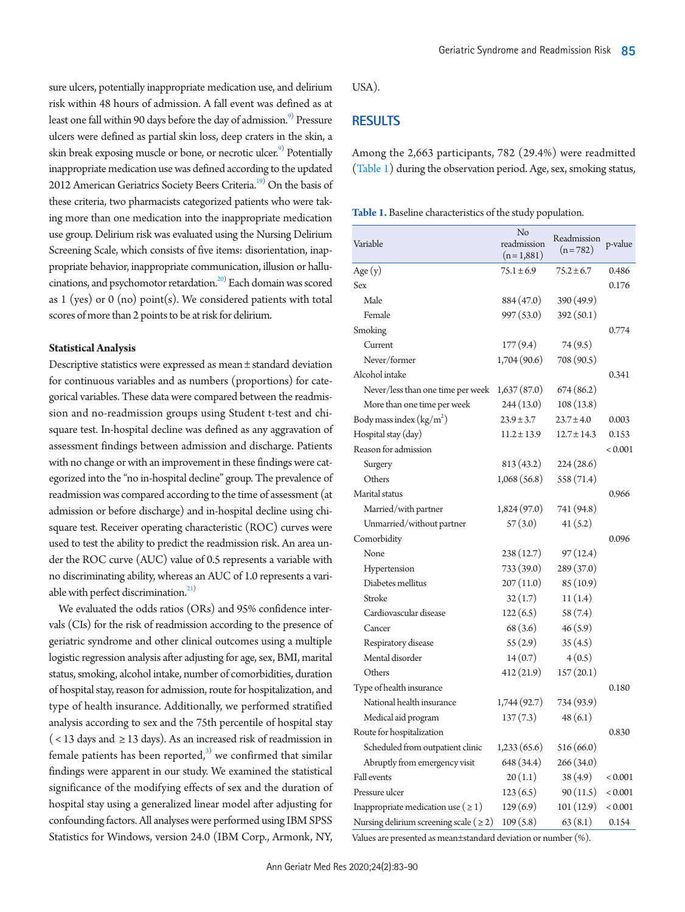sure ulcers, potentially inappropriate medication use, and delirium risk within 48 hours of admission. A fall event was defined as at least one fall within 90 days before the day of admission.[9] Pressure ulcers were defined as partial skin loss, deep craters in the skin, a skin break exposing muscle or bone, or necrotic ulcer.[9] Potentially inappropriate medication use was defined according to the updated 2012 American Geriatrics Society Beers Criteria.[19] On the basis of these criteria, two pharmacists categorized patients who were taking more than one medication into the inappropriate medication use group. Delirium risk was evaluated using the Nursing Delirium Screening Scale, which consists of five items: disorientation, inappropriate behavior, inappropriate communication, illusion or hallucinations, and psychomotor retardation.[20] Each domain was scored as 1 (yes) or 0 (no) point(s). We considered patients with total scores of more than 2 points to be at risk for delirium.

**Statistical Analysis**

Descriptive statistics were expressed as mean ± standard deviation for continuous variables and as numbers (proportions) for categorical variables. These data were compared between the readmission and no-readmission groups using Student t-test and chi-square test. In-hospital decline was defined as any aggravation of assessment findings between admission and discharge. Patients with no change or with an improvement in these findings were categorized into the "no in-hospital decline" group. The prevalence of readmission was compared according to the time of assessment (at admission or before discharge) and in-hospital decline using chi-square test. Receiver operating characteristic (ROC) curves were used to test the ability to predict the readmission risk. An area under the ROC curve (AUC) value of 0.5 represents a variable with no discriminating ability, whereas an AUC of 1.0 represents a variable with perfect discrimination.[21]

We evaluated the odds ratios (ORs) and 95% confidence intervals (CIs) for the risk of readmission according to the presence of geriatric syndrome and other clinical outcomes using a multiple logistic regression analysis after adjusting for age, sex, BMI, marital status, smoking, alcohol intake, number of comorbidities, duration of hospital stay, reason for admission, route for hospitalization, and type of health insurance. Additionally, we performed stratified analysis according to sex and the 75th percentile of hospital stay (< 13 days and ≥ 13 days). As an increased risk of readmission in female patients has been reported,[3] we confirmed that similar findings were apparent in our study. We examined the statistical significance of the modifying effects of sex and the duration of hospital stay using a generalized linear model after adjusting for confounding factors. All analyses were performed using IBM SPSS Statistics for Windows, version 24.0 (IBM Corp., Armonk, NY, USA).

## RESULTS

Among the 2,663 participants, 782 (29.4%) were readmitted (Table 1) during the observation period. Age, sex, smoking status,

**Table 1.** Baseline characteristics of the study population.

| Variable | No readmission (n = 1,881) | Readmission (n = 782) | p-value |
|---|---|---|---|
| Age (y) | 75.1 ± 6.9 | 75.2 ± 6.7 | 0.486 |
| Sex | | | 0.176 |
| Male | 884 (47.0) | 390 (49.9) | |
| Female | 997 (53.0) | 392 (50.1) | |
| Smoking | | | 0.774 |
| Current | 177 (9.4) | 74 (9.5) | |
| Never/former | 1,704 (90.6) | 708 (90.5) | |
| Alcohol intake | | | 0.341 |
| Never/less than one time per week | 1,637 (87.0) | 674 (86.2) | |
| More than one time per week | 244 (13.0) | 108 (13.8) | |
| Body mass index (kg/m$^2$) | 23.9 ± 3.7 | 23.7 ± 4.0 | 0.003 |
| Hospital stay (day) | 11.2 ± 13.9 | 12.7 ± 14.3 | 0.153 |
| Reason for admission | | | < 0.001 |
| Surgery | 813 (43.2) | 224 (28.6) | |
| Others | 1,068 (56.8) | 558 (71.4) | |
| Marital status | | | 0.966 |
| Married/with partner | 1,824 (97.0) | 741 (94.8) | |
| Unmarried/without partner | 57 (3.0) | 41 (5.2) | |
| Comorbidity | | | 0.096 |
| None | 238 (12.7) | 97 (12.4) | |
| Hypertension | 733 (39.0) | 289 (37.0) | |
| Diabetes mellitus | 207 (11.0) | 85 (10.9) | |
| Stroke | 32 (1.7) | 11 (1.4) | |
| Cardiovascular disease | 122 (6.5) | 58 (7.4) | |
| Cancer | 68 (3.6) | 46 (5.9) | |
| Respiratory disease | 55 (2.9) | 35 (4.5) | |
| Mental disorder | 14 (0.7) | 4 (0.5) | |
| Others | 412 (21.9) | 157 (20.1) | |
| Type of health insurance | | | 0.180 |
| National health insurance | 1,744 (92.7) | 734 (93.9) | |
| Medical aid program | 137 (7.3) | 48 (6.1) | |
| Route for hospitalization | | | 0.830 |
| Scheduled from outpatient clinic | 1,233 (65.6) | 516 (66.0) | |
| Abruptly from emergency visit | 648 (34.4) | 266 (34.0) | |
| Fall events | 20 (1.1) | 38 (4.9) | < 0.001 |
| Pressure ulcer | 123 (6.5) | 90 (11.5) | < 0.001 |
| Inappropriate medication use (≥ 1) | 129 (6.9) | 101 (12.9) | < 0.001 |
| Nursing delirium screening scale (≥ 2) | 109 (5.8) | 63 (8.1) | 0.154 |

Values are presented as mean±standard deviation or number (%).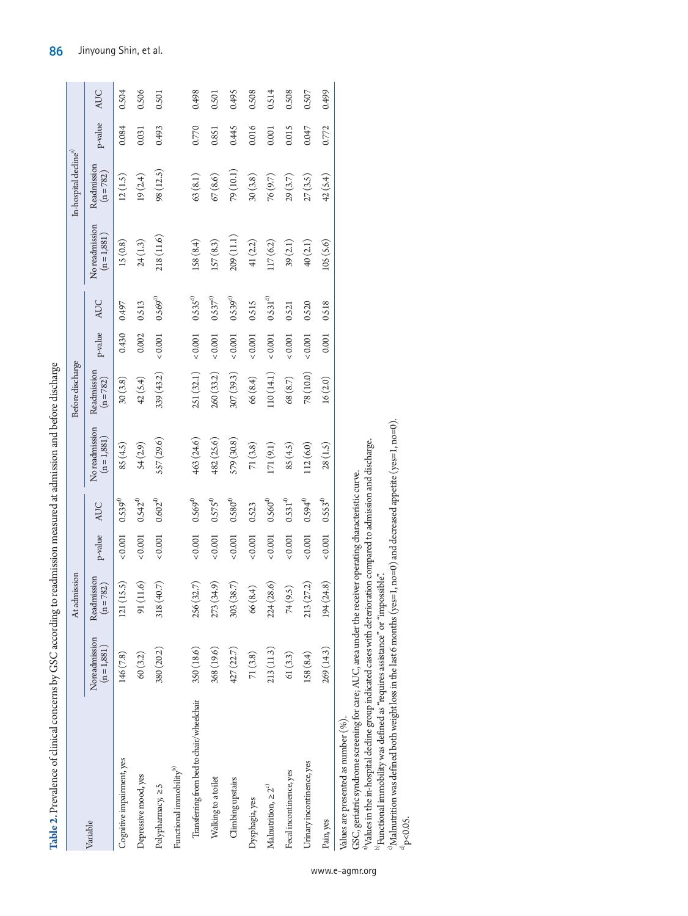**Table 2.** Prevalence of clinical concerns by GSC according to readmission measured at admission and before discharge

| Variable | At admission | | | | Before discharge | | | | In-hospital decline[a] | | | |
|---|---|---|---|---|---|---|---|---|---|---|---|---|
| | No readmission (n=1,881) | Readmission (n=782) | p-value | AUC | No readmission (n=1,881) | Readmission (n=782) | p-value | AUC | No readmission (n=1,881) | Readmission (n=782) | p-value | AUC |
| Cognitive impairment, yes | 146 (7.8) | 121 (15.5) | <0.001 | 0.539[d] | 85 (4.5) | 30 (3.8) | 0.430 | 0.497 | 15 (0.8) | 12 (1.5) | 0.084 | 0.504 |
| Depressive mood, yes | 60 (3.2) | 91 (11.6) | <0.001 | 0.542[d] | 54 (2.9) | 42 (5.4) | 0.002 | 0.513 | 24 (1.3) | 19 (2.4) | 0.031 | 0.506 |
| Polypharmacy, ≥5 | 380 (20.2) | 318 (40.7) | <0.001 | 0.602[d] | 557 (29.6) | 339 (43.2) | <0.001 | 0.569[d] | 218 (11.6) | 98 (12.5) | 0.493 | 0.501 |
| Functional immobility[b] | | | | | | | | | | | | |
| Transferring from bed to chair/wheelchair | 350 (18.6) | 256 (32.7) | <0.001 | 0.569[d] | 463 (24.6) | 251 (32.1) | <0.001 | 0.535[d] | 158 (8.4) | 63 (8.1) | 0.770 | 0.498 |
| Walking to a toilet | 368 (19.6) | 273 (34.9) | <0.001 | 0.575[d] | 482 (25.6) | 260 (33.2) | <0.001 | 0.537[d] | 157 (8.3) | 67 (8.6) | 0.851 | 0.501 |
| Climbing upstairs | 427 (22.7) | 303 (38.7) | <0.001 | 0.580[d] | 579 (30.8) | 307 (39.3) | <0.001 | 0.539[d] | 209 (11.1) | 79 (10.1) | 0.445 | 0.495 |
| Dysphagia, yes | 71 (3.8) | 66 (8.4) | <0.001 | 0.523 | 71 (3.8) | 66 (8.4) | <0.001 | 0.515 | 41 (2.2) | 30 (3.8) | 0.016 | 0.508 |
| Malnutrition, ≥2[c] | 213 (11.3) | 224 (28.6) | <0.001 | 0.560[d] | 171 (9.1) | 110 (14.1) | <0.001 | 0.531[d] | 117 (6.2) | 76 (9.7) | 0.001 | 0.514 |
| Fecal incontinence, yes | 61 (3.3) | 74 (9.5) | <0.001 | 0.531[d] | 85 (4.5) | 68 (8.7) | <0.001 | 0.521 | 39 (2.1) | 29 (3.7) | 0.015 | 0.508 |
| Urinary incontinence, yes | 158 (8.4) | 213 (27.2) | <0.001 | 0.594[d] | 112 (6.0) | 78 (10.0) | <0.001 | 0.520 | 40 (2.1) | 27 (3.5) | 0.047 | 0.507 |
| Pain, yes | 269 (14.3) | 194 (24.8) | <0.001 | 0.553[d] | 28 (1.5) | 16 (2.0) | 0.001 | 0.518 | 105 (5.6) | 42 (5.4) | 0.772 | 0.499 |

Values are presented as number (%).

GSC, geriatric syndrome screening for care; AUC, area under the receiver operating characteristic curve.

[a]Values in the in-hospital decline group indicated cases with deterioration compared to admission and discharge.

[b]Functional immobility was defined as "requires assistance" or "impossible".

[c]Malnutrition was defined both weight loss in the last 6 months (yes=1, no=0) and decreased appetite (yes=1, no=0).

[d]$p<0.05$.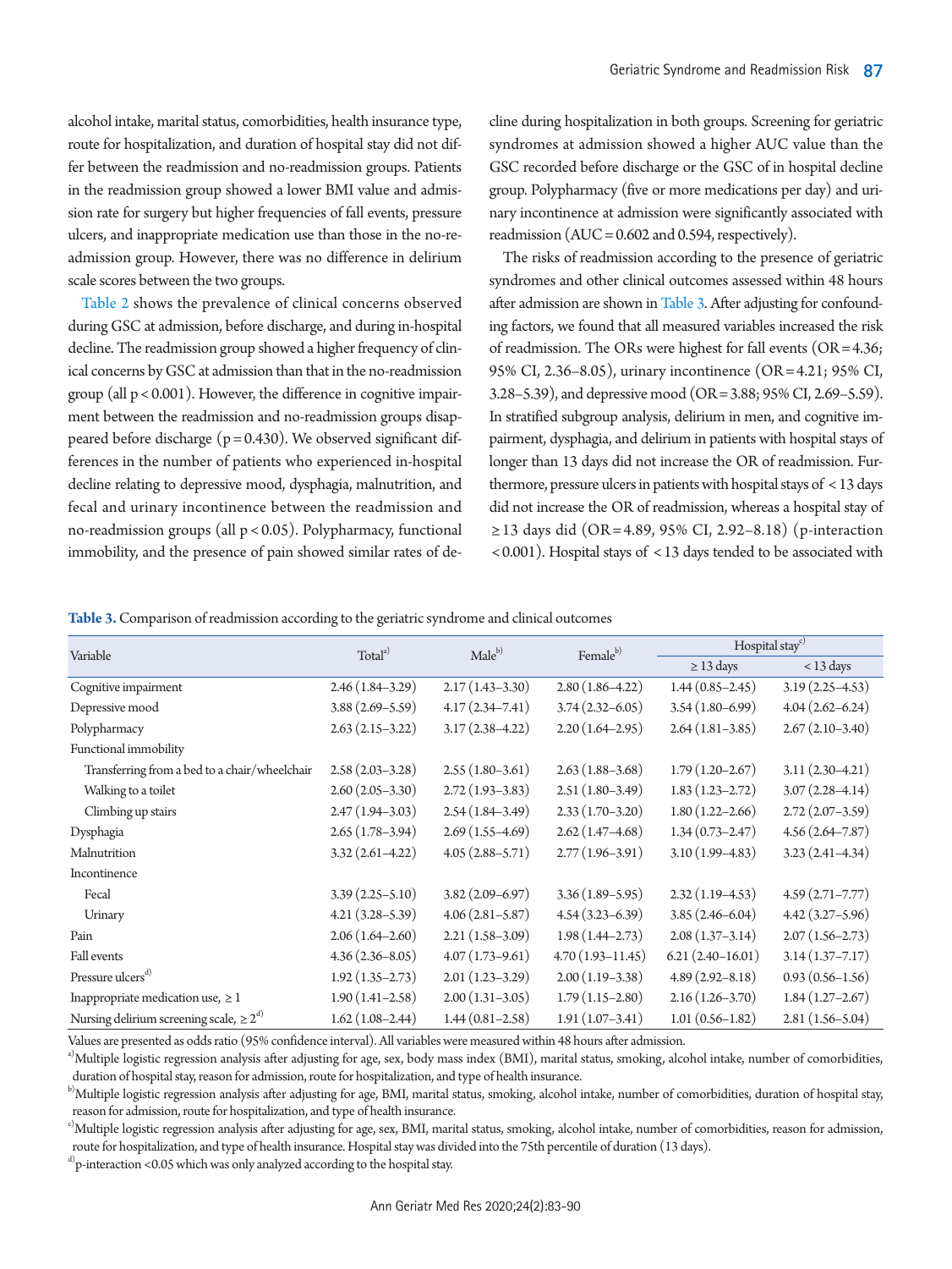alcohol intake, marital status, comorbidities, health insurance type, route for hospitalization, and duration of hospital stay did not differ between the readmission and no-readmission groups. Patients in the readmission group showed a lower BMI value and admission rate for surgery but higher frequencies of fall events, pressure ulcers, and inappropriate medication use than those in the no-readmission group. However, there was no difference in delirium scale scores between the two groups.

Table 2 shows the prevalence of clinical concerns observed during GSC at admission, before discharge, and during in-hospital decline. The readmission group showed a higher frequency of clinical concerns by GSC at admission than that in the no-readmission group (all $p < 0.001$). However, the difference in cognitive impairment between the readmission and no-readmission groups disappeared before discharge ($p = 0.430$). We observed significant differences in the number of patients who experienced in-hospital decline relating to depressive mood, dysphagia, malnutrition, and fecal and urinary incontinence between the readmission and no-readmission groups (all $p < 0.05$). Polypharmacy, functional immobility, and the presence of pain showed similar rates of decline during hospitalization in both groups. Screening for geriatric syndromes at admission showed a higher AUC value than the GSC recorded before discharge or the GSC of in hospital decline group. Polypharmacy (five or more medications per day) and urinary incontinence at admission were significantly associated with readmission (AUC = 0.602 and 0.594, respectively).

The risks of readmission according to the presence of geriatric syndromes and other clinical outcomes assessed within 48 hours after admission are shown in Table 3. After adjusting for confounding factors, we found that all measured variables increased the risk of readmission. The ORs were highest for fall events (OR = 4.36; 95% CI, 2.36–8.05), urinary incontinence (OR = 4.21; 95% CI, 3.28–5.39), and depressive mood (OR = 3.88; 95% CI, 2.69–5.59). In stratified subgroup analysis, delirium in men, and cognitive impairment, dysphagia, and delirium in patients with hospital stays of longer than 13 days did not increase the OR of readmission. Furthermore, pressure ulcers in patients with hospital stays of < 13 days did not increase the OR of readmission, whereas a hospital stay of ≥ 13 days did (OR = 4.89, 95% CI, 2.92–8.18) (p-interaction < 0.001). Hospital stays of < 13 days tended to be associated with

**Table 3.** Comparison of readmission according to the geriatric syndrome and clinical outcomes

| Variable | Total[a)] | Male[b)] | Female[b)] | Hospital stay[c)] | |
|---|---|---|---|---|---|
| | | | | ≥ 13 days | < 13 days |
| Cognitive impairment | 2.46 (1.84–3.29) | 2.17 (1.43–3.30) | 2.80 (1.86–4.22) | 1.44 (0.85–2.45) | 3.19 (2.25–4.53) |
| Depressive mood | 3.88 (2.69–5.59) | 4.17 (2.34–7.41) | 3.74 (2.32–6.05) | 3.54 (1.80–6.99) | 4.04 (2.62–6.24) |
| Polypharmacy | 2.63 (2.15–3.22) | 3.17 (2.38–4.22) | 2.20 (1.64–2.95) | 2.64 (1.81–3.85) | 2.67 (2.10–3.40) |
| Functional immobility | | | | | |
| Transferring from a bed to a chair/wheelchair | 2.58 (2.03–3.28) | 2.55 (1.80–3.61) | 2.63 (1.88–3.68) | 1.79 (1.20–2.67) | 3.11 (2.30–4.21) |
| Walking to a toilet | 2.60 (2.05–3.30) | 2.72 (1.93–3.83) | 2.51 (1.80–3.49) | 1.83 (1.23–2.72) | 3.07 (2.28–4.14) |
| Climbing up stairs | 2.47 (1.94–3.03) | 2.54 (1.84–3.49) | 2.33 (1.70–3.20) | 1.80 (1.22–2.66) | 2.72 (2.07–3.59) |
| Dysphagia | 2.65 (1.78–3.94) | 2.69 (1.55–4.69) | 2.62 (1.47–4.68) | 1.34 (0.73–2.47) | 4.56 (2.64–7.87) |
| Malnutrition | 3.32 (2.61–4.22) | 4.05 (2.88–5.71) | 2.77 (1.96–3.91) | 3.10 (1.99–4.83) | 3.23 (2.41–4.34) |
| Incontinence | | | | | |
| Fecal | 3.39 (2.25–5.10) | 3.82 (2.09–6.97) | 3.36 (1.89–5.95) | 2.32 (1.19–4.53) | 4.59 (2.71–7.77) |
| Urinary | 4.21 (3.28–5.39) | 4.06 (2.81–5.87) | 4.54 (3.23–6.39) | 3.85 (2.46–6.04) | 4.42 (3.27–5.96) |
| Pain | 2.06 (1.64–2.60) | 2.21 (1.58–3.09) | 1.98 (1.44–2.73) | 2.08 (1.37–3.14) | 2.07 (1.56–2.73) |
| Fall events | 4.36 (2.36–8.05) | 4.07 (1.73–9.61) | 4.70 (1.93–11.45) | 6.21 (2.40–16.01) | 3.14 (1.37–7.17) |
| Pressure ulcers[d)] | 1.92 (1.35–2.73) | 2.01 (1.23–3.29) | 2.00 (1.19–3.38) | 4.89 (2.92–8.18) | 0.93 (0.56–1.56) |
| Inappropriate medication use, ≥ 1 | 1.90 (1.41–2.58) | 2.00 (1.31–3.05) | 1.79 (1.15–2.80) | 2.16 (1.26–3.70) | 1.84 (1.27–2.67) |
| Nursing delirium screening scale, ≥ 2[d)] | 1.62 (1.08–2.44) | 1.44 (0.81–2.58) | 1.91 (1.07–3.41) | 1.01 (0.56–1.82) | 2.81 (1.56–5.04) |

Values are presented as odds ratio (95% confidence interval). All variables were measured within 48 hours after admission.

[a)]Multiple logistic regression analysis after adjusting for age, sex, body mass index (BMI), marital status, smoking, alcohol intake, number of comorbidities, duration of hospital stay, reason for admission, route for hospitalization, and type of health insurance.

[b)]Multiple logistic regression analysis after adjusting for age, BMI, marital status, smoking, alcohol intake, number of comorbidities, duration of hospital stay, reason for admission, route for hospitalization, and type of health insurance.

[c)]Multiple logistic regression analysis after adjusting for age, sex, BMI, marital status, smoking, alcohol intake, number of comorbidities, reason for admission, route for hospitalization, and type of health insurance. Hospital stay was divided into the 75th percentile of duration (13 days).

[d)]p-interaction <0.05 which was only analyzed according to the hospital stay.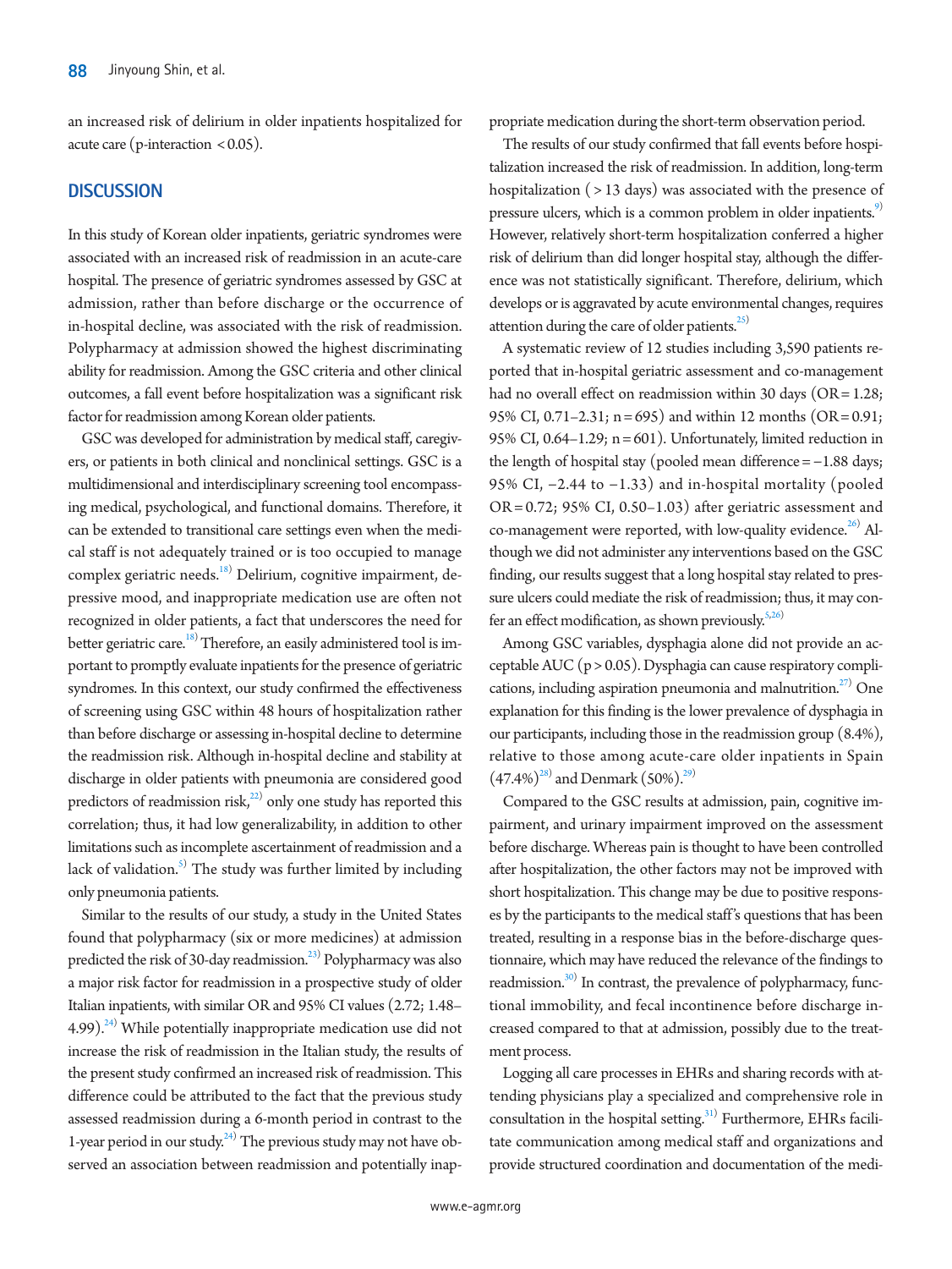an increased risk of delirium in older inpatients hospitalized for acute care (p-interaction $<0.05$).

## DISCUSSION

In this study of Korean older inpatients, geriatric syndromes were associated with an increased risk of readmission in an acute-care hospital. The presence of geriatric syndromes assessed by GSC at admission, rather than before discharge or the occurrence of in-hospital decline, was associated with the risk of readmission. Polypharmacy at admission showed the highest discriminating ability for readmission. Among the GSC criteria and other clinical outcomes, a fall event before hospitalization was a significant risk factor for readmission among Korean older patients.

GSC was developed for administration by medical staff, caregivers, or patients in both clinical and nonclinical settings. GSC is a multidimensional and interdisciplinary screening tool encompassing medical, psychological, and functional domains. Therefore, it can be extended to transitional care settings even when the medical staff is not adequately trained or is too occupied to manage complex geriatric needs.[18] Delirium, cognitive impairment, depressive mood, and inappropriate medication use are often not recognized in older patients, a fact that underscores the need for better geriatric care.[18] Therefore, an easily administered tool is important to promptly evaluate inpatients for the presence of geriatric syndromes. In this context, our study confirmed the effectiveness of screening using GSC within 48 hours of hospitalization rather than before discharge or assessing in-hospital decline to determine the readmission risk. Although in-hospital decline and stability at discharge in older patients with pneumonia are considered good predictors of readmission risk,[22] only one study has reported this correlation; thus, it had low generalizability, in addition to other limitations such as incomplete ascertainment of readmission and a lack of validation.[5] The study was further limited by including only pneumonia patients.

Similar to the results of our study, a study in the United States found that polypharmacy (six or more medicines) at admission predicted the risk of 30-day readmission.[23] Polypharmacy was also a major risk factor for readmission in a prospective study of older Italian inpatients, with similar OR and 95% CI values (2.72; 1.48–4.99).[24] While potentially inappropriate medication use did not increase the risk of readmission in the Italian study, the results of the present study confirmed an increased risk of readmission. This difference could be attributed to the fact that the previous study assessed readmission during a 6-month period in contrast to the 1-year period in our study.[24] The previous study may not have observed an association between readmission and potentially inappropriate medication during the short-term observation period.

The results of our study confirmed that fall events before hospitalization increased the risk of readmission. In addition, long-term hospitalization ($>13$ days) was associated with the presence of pressure ulcers, which is a common problem in older inpatients.[9] However, relatively short-term hospitalization conferred a higher risk of delirium than did longer hospital stay, although the difference was not statistically significant. Therefore, delirium, which develops or is aggravated by acute environmental changes, requires attention during the care of older patients.[25]

A systematic review of 12 studies including 3,590 patients reported that in-hospital geriatric assessment and co-management had no overall effect on readmission within 30 days (OR = 1.28; 95% CI, 0.71–2.31; n = 695) and within 12 months (OR = 0.91; 95% CI, 0.64–1.29; n = 601). Unfortunately, limited reduction in the length of hospital stay (pooled mean difference = −1.88 days; 95% CI, −2.44 to −1.33) and in-hospital mortality (pooled OR = 0.72; 95% CI, 0.50–1.03) after geriatric assessment and co-management were reported, with low-quality evidence.[26] Although we did not administer any interventions based on the GSC finding, our results suggest that a long hospital stay related to pressure ulcers could mediate the risk of readmission; thus, it may confer an effect modification, as shown previously.[5,26]

Among GSC variables, dysphagia alone did not provide an acceptable AUC ($p>0.05$). Dysphagia can cause respiratory complications, including aspiration pneumonia and malnutrition.[27] One explanation for this finding is the lower prevalence of dysphagia in our participants, including those in the readmission group (8.4%), relative to those among acute-care older inpatients in Spain (47.4%)[28] and Denmark (50%).[29]

Compared to the GSC results at admission, pain, cognitive impairment, and urinary impairment improved on the assessment before discharge. Whereas pain is thought to have been controlled after hospitalization, the other factors may not be improved with short hospitalization. This change may be due to positive responses by the participants to the medical staff's questions that has been treated, resulting in a response bias in the before-discharge questionnaire, which may have reduced the relevance of the findings to readmission.[30] In contrast, the prevalence of polypharmacy, functional immobility, and fecal incontinence before discharge increased compared to that at admission, possibly due to the treatment process.

Logging all care processes in EHRs and sharing records with attending physicians play a specialized and comprehensive role in consultation in the hospital setting.[31] Furthermore, EHRs facilitate communication among medical staff and organizations and provide structured coordination and documentation of the medi-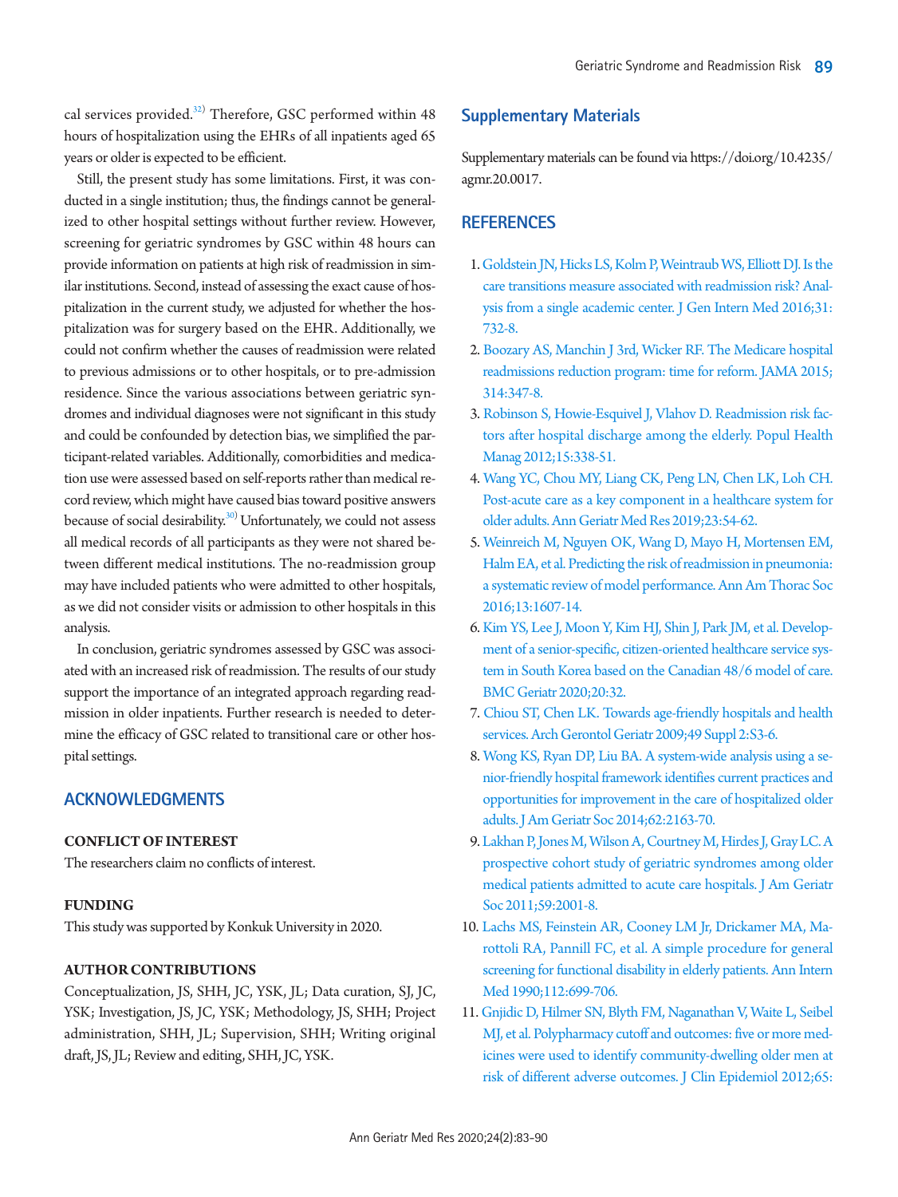cal services provided.[32] Therefore, GSC performed within 48 hours of hospitalization using the EHRs of all inpatients aged 65 years or older is expected to be efficient.

Still, the present study has some limitations. First, it was conducted in a single institution; thus, the findings cannot be generalized to other hospital settings without further review. However, screening for geriatric syndromes by GSC within 48 hours can provide information on patients at high risk of readmission in similar institutions. Second, instead of assessing the exact cause of hospitalization in the current study, we adjusted for whether the hospitalization was for surgery based on the EHR. Additionally, we could not confirm whether the causes of readmission were related to previous admissions or to other hospitals, or to pre-admission residence. Since the various associations between geriatric syndromes and individual diagnoses were not significant in this study and could be confounded by detection bias, we simplified the participant-related variables. Additionally, comorbidities and medication use were assessed based on self-reports rather than medical record review, which might have caused bias toward positive answers because of social desirability.[30] Unfortunately, we could not assess all medical records of all participants as they were not shared between different medical institutions. The no-readmission group may have included patients who were admitted to other hospitals, as we did not consider visits or admission to other hospitals in this analysis.

In conclusion, geriatric syndromes assessed by GSC was associated with an increased risk of readmission. The results of our study support the importance of an integrated approach regarding readmission in older inpatients. Further research is needed to determine the efficacy of GSC related to transitional care or other hospital settings.

## ACKNOWLEDGMENTS

### CONFLICT OF INTEREST

The researchers claim no conflicts of interest.

### FUNDING

This study was supported by Konkuk University in 2020.

### AUTHOR CONTRIBUTIONS

Conceptualization, JS, SHH, JC, YSK, JL; Data curation, SJ, JC, YSK; Investigation, JS, JC, YSK; Methodology, JS, SHH; Project administration, SHH, JL; Supervision, SHH; Writing original draft, JS, JL; Review and editing, SHH, JC, YSK.

## Supplementary Materials

Supplementary materials can be found via https://doi.org/10.4235/agmr.20.0017.

## REFERENCES

1. Goldstein JN, Hicks LS, Kolm P, Weintraub WS, Elliott DJ. Is the care transitions measure associated with readmission risk? Analysis from a single academic center. J Gen Intern Med 2016;31:732-8.
2. Boozary AS, Manchin J 3rd, Wicker RF. The Medicare hospital readmissions reduction program: time for reform. JAMA 2015;314:347-8.
3. Robinson S, Howie-Esquivel J, Vlahov D. Readmission risk factors after hospital discharge among the elderly. Popul Health Manag 2012;15:338-51.
4. Wang YC, Chou MY, Liang CK, Peng LN, Chen LK, Loh CH. Post-acute care as a key component in a healthcare system for older adults. Ann Geriatr Med Res 2019;23:54-62.
5. Weinreich M, Nguyen OK, Wang D, Mayo H, Mortensen EM, Halm EA, et al. Predicting the risk of readmission in pneumonia: a systematic review of model performance. Ann Am Thorac Soc 2016;13:1607-14.
6. Kim YS, Lee J, Moon Y, Kim HJ, Shin J, Park JM, et al. Development of a senior-specific, citizen-oriented healthcare service system in South Korea based on the Canadian 48/6 model of care. BMC Geriatr 2020;20:32.
7. Chiou ST, Chen LK. Towards age-friendly hospitals and health services. Arch Gerontol Geriatr 2009;49 Suppl 2:S3-6.
8. Wong KS, Ryan DP, Liu BA. A system-wide analysis using a senior-friendly hospital framework identifies current practices and opportunities for improvement in the care of hospitalized older adults. J Am Geriatr Soc 2014;62:2163-70.
9. Lakhan P, Jones M, Wilson A, Courtney M, Hirdes J, Gray LC. A prospective cohort study of geriatric syndromes among older medical patients admitted to acute care hospitals. J Am Geriatr Soc 2011;59:2001-8.
10. Lachs MS, Feinstein AR, Cooney LM Jr, Drickamer MA, Marottoli RA, Pannill FC, et al. A simple procedure for general screening for functional disability in elderly patients. Ann Intern Med 1990;112:699-706.
11. Gnjidic D, Hilmer SN, Blyth FM, Naganathan V, Waite L, Seibel MJ, et al. Polypharmacy cutoff and outcomes: five or more medicines were used to identify community-dwelling older men at risk of different adverse outcomes. J Clin Epidemiol 2012;65: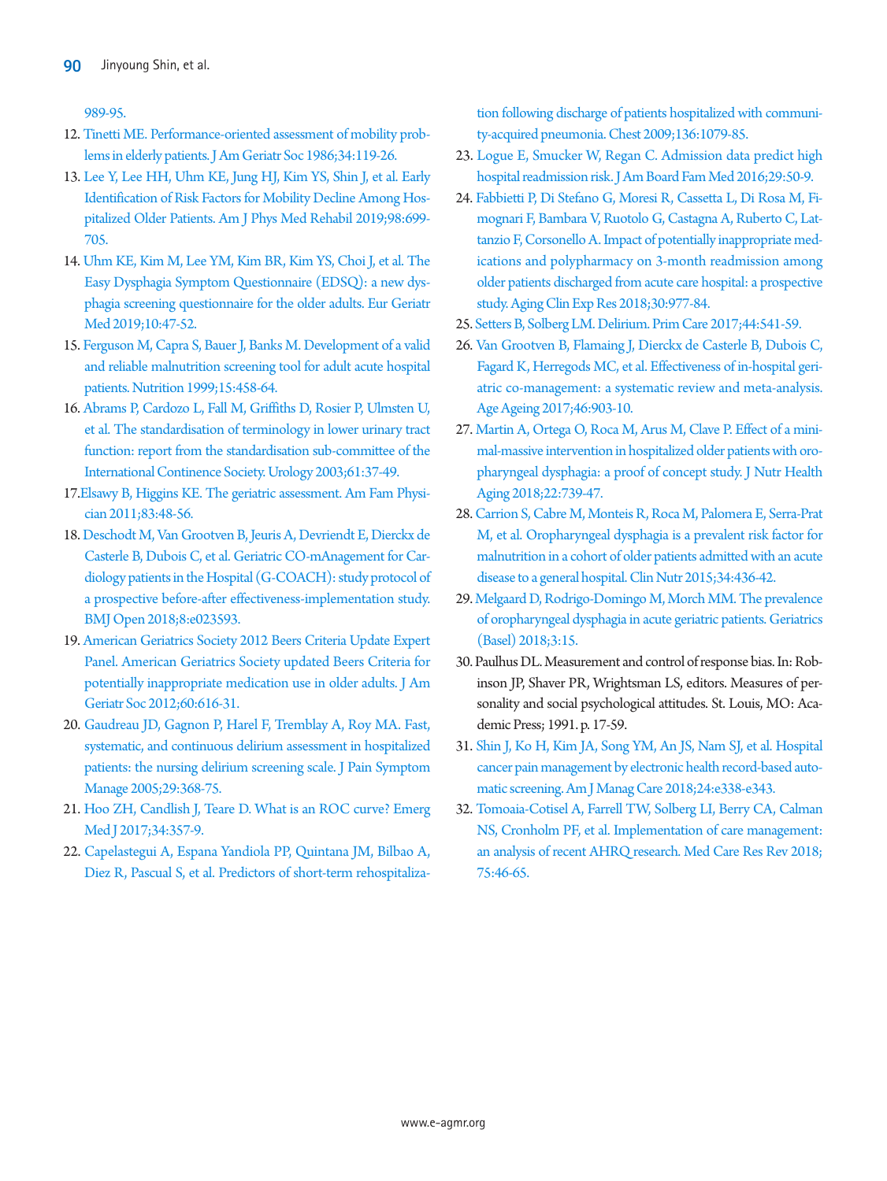989-95.

12. Tinetti ME. Performance-oriented assessment of mobility problems in elderly patients. J Am Geriatr Soc 1986;34:119-26.
13. Lee Y, Lee HH, Uhm KE, Jung HJ, Kim YS, Shin J, et al. Early Identification of Risk Factors for Mobility Decline Among Hospitalized Older Patients. Am J Phys Med Rehabil 2019;98:699-705.
14. Uhm KE, Kim M, Lee YM, Kim BR, Kim YS, Choi J, et al. The Easy Dysphagia Symptom Questionnaire (EDSQ): a new dysphagia screening questionnaire for the older adults. Eur Geriatr Med 2019;10:47-52.
15. Ferguson M, Capra S, Bauer J, Banks M. Development of a valid and reliable malnutrition screening tool for adult acute hospital patients. Nutrition 1999;15:458-64.
16. Abrams P, Cardozo L, Fall M, Griffiths D, Rosier P, Ulmsten U, et al. The standardisation of terminology in lower urinary tract function: report from the standardisation sub-committee of the International Continence Society. Urology 2003;61:37-49.
17. Elsawy B, Higgins KE. The geriatric assessment. Am Fam Physician 2011;83:48-56.
18. Deschodt M, Van Grootven B, Jeuris A, Devriendt E, Dierckx de Casterle B, Dubois C, et al. Geriatric CO-mAnagement for Cardiology patients in the Hospital (G-COACH): study protocol of a prospective before-after effectiveness-implementation study. BMJ Open 2018;8:e023593.
19. American Geriatrics Society 2012 Beers Criteria Update Expert Panel. American Geriatrics Society updated Beers Criteria for potentially inappropriate medication use in older adults. J Am Geriatr Soc 2012;60:616-31.
20. Gaudreau JD, Gagnon P, Harel F, Tremblay A, Roy MA. Fast, systematic, and continuous delirium assessment in hospitalized patients: the nursing delirium screening scale. J Pain Symptom Manage 2005;29:368-75.
21. Hoo ZH, Candlish J, Teare D. What is an ROC curve? Emerg Med J 2017;34:357-9.
22. Capelastegui A, Espana Yandiola PP, Quintana JM, Bilbao A, Diez R, Pascual S, et al. Predictors of short-term rehospitalization following discharge of patients hospitalized with community-acquired pneumonia. Chest 2009;136:1079-85.
23. Logue E, Smucker W, Regan C. Admission data predict high hospital readmission risk. J Am Board Fam Med 2016;29:50-9.
24. Fabbietti P, Di Stefano G, Moresi R, Cassetta L, Di Rosa M, Fimognari F, Bambara V, Ruotolo G, Castagna A, Ruberto C, Lattanzio F, Corsonello A. Impact of potentially inappropriate medications and polypharmacy on 3-month readmission among older patients discharged from acute care hospital: a prospective study. Aging Clin Exp Res 2018;30:977-84.
25. Setters B, Solberg LM. Delirium. Prim Care 2017;44:541-59.
26. Van Grootven B, Flamaing J, Dierckx de Casterle B, Dubois C, Fagard K, Herregods MC, et al. Effectiveness of in-hospital geriatric co-management: a systematic review and meta-analysis. Age Ageing 2017;46:903-10.
27. Martin A, Ortega O, Roca M, Arus M, Clave P. Effect of a minimal-massive intervention in hospitalized older patients with oropharyngeal dysphagia: a proof of concept study. J Nutr Health Aging 2018;22:739-47.
28. Carrion S, Cabre M, Monteis R, Roca M, Palomera E, Serra-Prat M, et al. Oropharyngeal dysphagia is a prevalent risk factor for malnutrition in a cohort of older patients admitted with an acute disease to a general hospital. Clin Nutr 2015;34:436-42.
29. Melgaard D, Rodrigo-Domingo M, Morch MM. The prevalence of oropharyngeal dysphagia in acute geriatric patients. Geriatrics (Basel) 2018;3:15.
30. Paulhus DL. Measurement and control of response bias. In: Robinson JP, Shaver PR, Wrightsman LS, editors. Measures of personality and social psychological attitudes. St. Louis, MO: Academic Press; 1991. p. 17-59.
31. Shin J, Ko H, Kim JA, Song YM, An JS, Nam SJ, et al. Hospital cancer pain management by electronic health record-based automatic screening. Am J Manag Care 2018;24:e338-e343.
32. Tomoaia-Cotisel A, Farrell TW, Solberg LI, Berry CA, Calman NS, Cronholm PF, et al. Implementation of care management: an analysis of recent AHRQ research. Med Care Res Rev 2018;75:46-65.